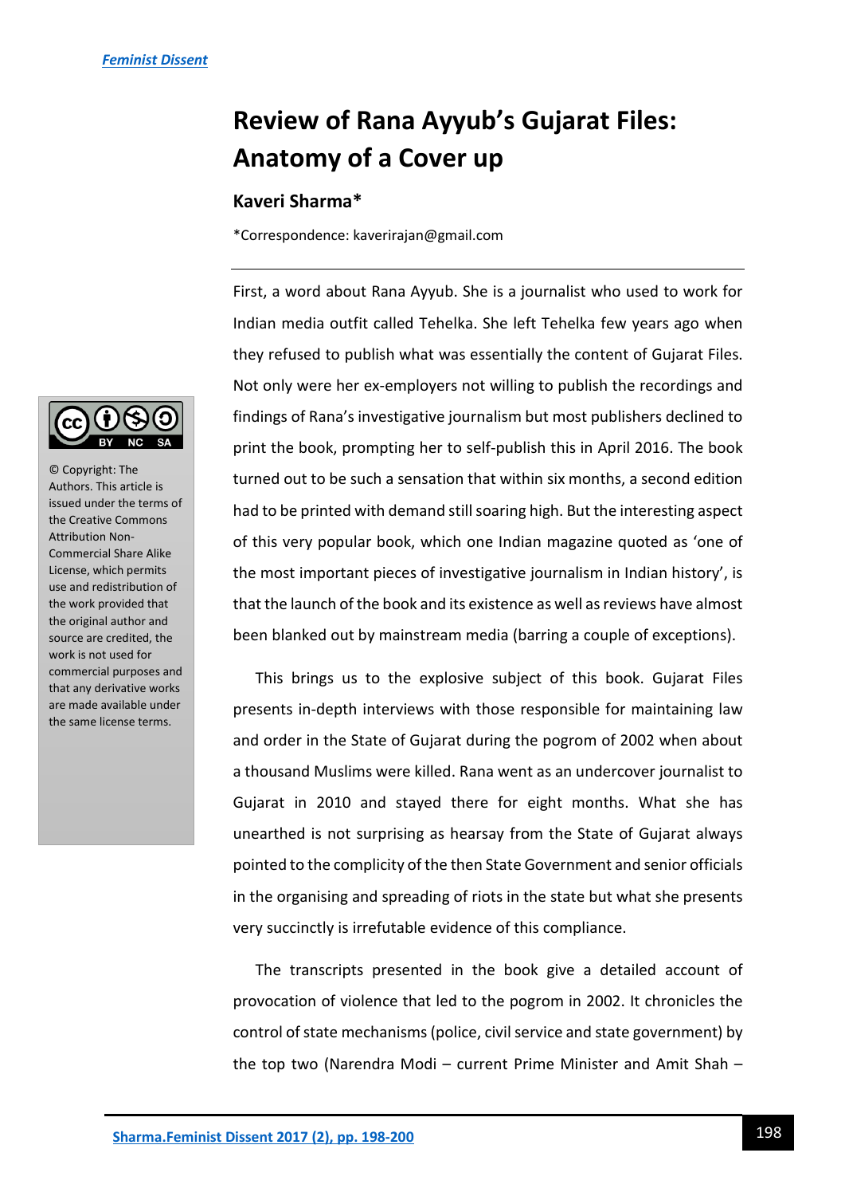# Review of Rana Ayyub's Gujarat Files: Anatomy of a Cover up

**Kaveri Sharma***

*Correspondence: kaverirajan@gmail.com

© Copyright: The Authors. This article is issued under the terms of the Creative Commons Attribution Non-Commercial Share Alike License, which permits use and redistribution of the work provided that the original author and source are credited, the work is not used for commercial purposes and that any derivative works are made available under the same license terms.

---

First, a word about Rana Ayyub. She is a journalist who used to work for Indian media outfit called Tehelka. She left Tehelka few years ago when they refused to publish what was essentially the content of Gujarat Files. Not only were her ex-employers not willing to publish the recordings and findings of Rana's investigative journalism but most publishers declined to print the book, prompting her to self-publish this in April 2016. The book turned out to be such a sensation that within six months, a second edition had to be printed with demand still soaring high. But the interesting aspect of this very popular book, which one Indian magazine quoted as 'one of the most important pieces of investigative journalism in Indian history', is that the launch of the book and its existence as well as reviews have almost been blanked out by mainstream media (barring a couple of exceptions).

This brings us to the explosive subject of this book. Gujarat Files presents in-depth interviews with those responsible for maintaining law and order in the State of Gujarat during the pogrom of 2002 when about a thousand Muslims were killed. Rana went as an undercover journalist to Gujarat in 2010 and stayed there for eight months. What she has unearthed is not surprising as hearsay from the State of Gujarat always pointed to the complicity of the then State Government and senior officials in the organising and spreading of riots in the state but what she presents very succinctly is irrefutable evidence of this compliance.

The transcripts presented in the book give a detailed account of provocation of violence that led to the pogrom in 2002. It chronicles the control of state mechanisms (police, civil service and state government) by the top two (Narendra Modi – current Prime Minister and Amit Shah –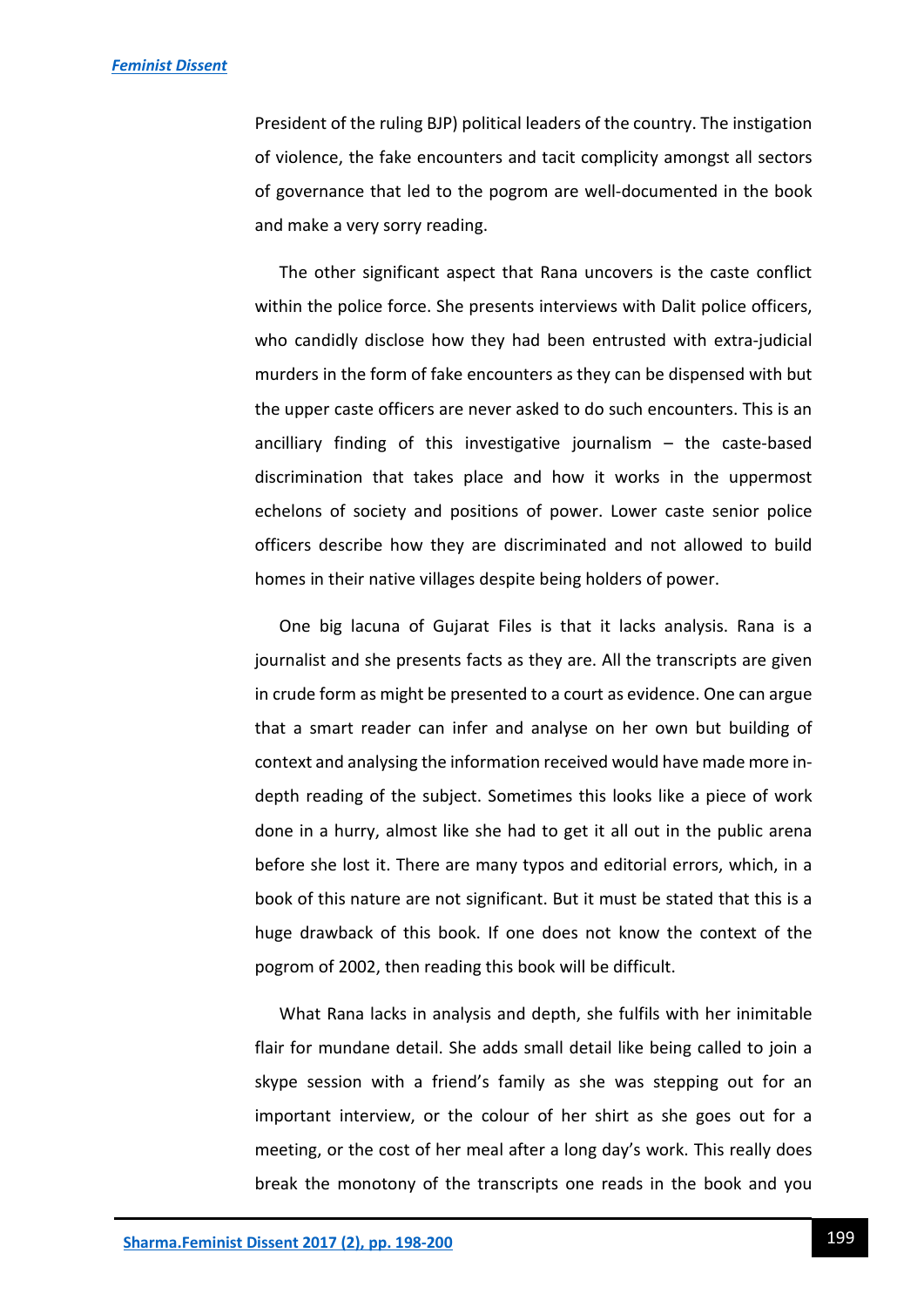President of the ruling BJP) political leaders of the country. The instigation of violence, the fake encounters and tacit complicity amongst all sectors of governance that led to the pogrom are well-documented in the book and make a very sorry reading.

The other significant aspect that Rana uncovers is the caste conflict within the police force. She presents interviews with Dalit police officers, who candidly disclose how they had been entrusted with extra-judicial murders in the form of fake encounters as they can be dispensed with but the upper caste officers are never asked to do such encounters. This is an ancilliary finding of this investigative journalism – the caste-based discrimination that takes place and how it works in the uppermost echelons of society and positions of power. Lower caste senior police officers describe how they are discriminated and not allowed to build homes in their native villages despite being holders of power.

One big lacuna of Gujarat Files is that it lacks analysis. Rana is a journalist and she presents facts as they are. All the transcripts are given in crude form as might be presented to a court as evidence. One can argue that a smart reader can infer and analyse on her own but building of context and analysing the information received would have made more in-depth reading of the subject. Sometimes this looks like a piece of work done in a hurry, almost like she had to get it all out in the public arena before she lost it. There are many typos and editorial errors, which, in a book of this nature are not significant. But it must be stated that this is a huge drawback of this book. If one does not know the context of the pogrom of 2002, then reading this book will be difficult.

What Rana lacks in analysis and depth, she fulfils with her inimitable flair for mundane detail. She adds small detail like being called to join a skype session with a friend's family as she was stepping out for an important interview, or the colour of her shirt as she goes out for a meeting, or the cost of her meal after a long day's work. This really does break the monotony of the transcripts one reads in the book and you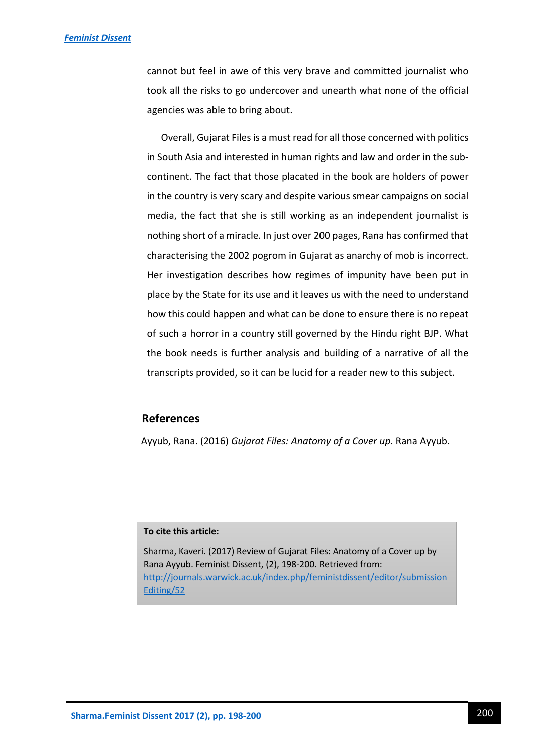cannot but feel in awe of this very brave and committed journalist who took all the risks to go undercover and unearth what none of the official agencies was able to bring about.

Overall, Gujarat Files is a must read for all those concerned with politics in South Asia and interested in human rights and law and order in the sub-continent. The fact that those placated in the book are holders of power in the country is very scary and despite various smear campaigns on social media, the fact that she is still working as an independent journalist is nothing short of a miracle. In just over 200 pages, Rana has confirmed that characterising the 2002 pogrom in Gujarat as anarchy of mob is incorrect. Her investigation describes how regimes of impunity have been put in place by the State for its use and it leaves us with the need to understand how this could happen and what can be done to ensure there is no repeat of such a horror in a country still governed by the Hindu right BJP. What the book needs is further analysis and building of a narrative of all the transcripts provided, so it can be lucid for a reader new to this subject.

## References

Ayyub, Rana. (2016) *Gujarat Files: Anatomy of a Cover up*. Rana Ayyub.

**To cite this article:**

Sharma, Kaveri. (2017) Review of Gujarat Files: Anatomy of a Cover up by Rana Ayyub. Feminist Dissent, (2), 198-200. Retrieved from: http://journals.warwick.ac.uk/index.php/feministdissent/editor/submissionEditing/52